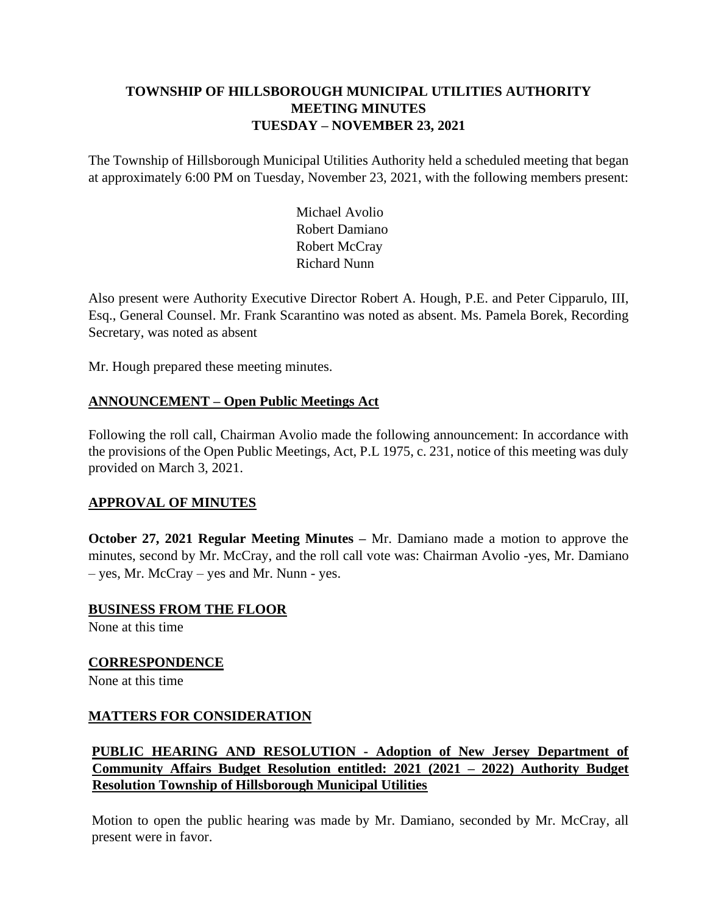**TOWNSHIP OF HILLSBOROUGH MUNICIPAL UTILITIES AUTHORITY**
**MEETING MINUTES**
**TUESDAY – NOVEMBER 23, 2021**

The Township of Hillsborough Municipal Utilities Authority held a scheduled meeting that began at approximately 6:00 PM on Tuesday, November 23, 2021, with the following members present:

Michael Avolio
Robert Damiano
Robert McCray
Richard Nunn

Also present were Authority Executive Director Robert A. Hough, P.E. and Peter Cipparulo, III, Esq., General Counsel. Mr. Frank Scarantino was noted as absent. Ms. Pamela Borek, Recording Secretary, was noted as absent

Mr. Hough prepared these meeting minutes.

**ANNOUNCEMENT – Open Public Meetings Act**

Following the roll call, Chairman Avolio made the following announcement: In accordance with the provisions of the Open Public Meetings, Act, P.L 1975, c. 231, notice of this meeting was duly provided on March 3, 2021.

**APPROVAL OF MINUTES**

**October 27, 2021 Regular Meeting Minutes –** Mr. Damiano made a motion to approve the minutes, second by Mr. McCray, and the roll call vote was: Chairman Avolio -yes, Mr. Damiano – yes, Mr. McCray – yes and Mr. Nunn - yes.

**BUSINESS FROM THE FLOOR**

None at this time

**CORRESPONDENCE**

None at this time

**MATTERS FOR CONSIDERATION**

**PUBLIC HEARING AND RESOLUTION - Adoption of New Jersey Department of Community Affairs Budget Resolution entitled: 2021 (2021 – 2022) Authority Budget Resolution Township of Hillsborough Municipal Utilities**

Motion to open the public hearing was made by Mr. Damiano, seconded by Mr. McCray, all present were in favor.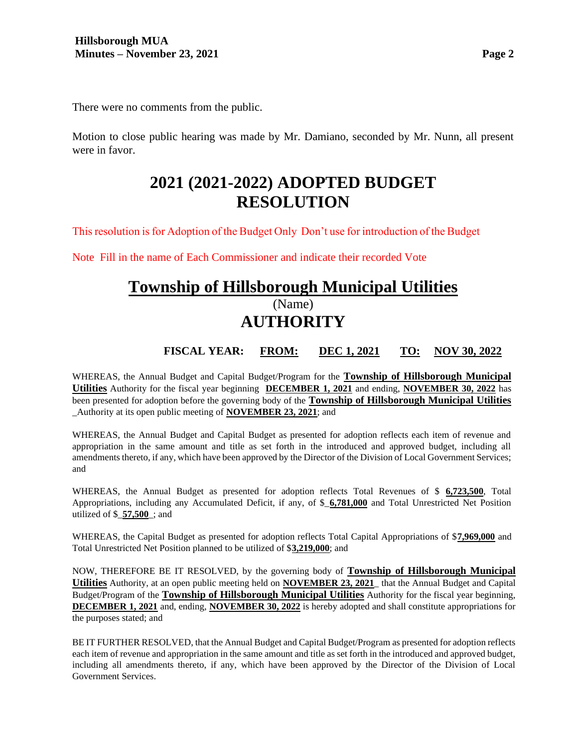There were no comments from the public.

Motion to close public hearing was made by Mr. Damiano, seconded by Mr. Nunn, all present were in favor.

# 2021 (2021-2022) ADOPTED BUDGET RESOLUTION

This resolution is for Adoption of the Budget Only Don't use for introduction of the Budget

Note Fill in the name of Each Commissioner and indicate their recorded Vote

## Township of Hillsborough Municipal Utilities

(Name)

## AUTHORITY

**FISCAL YEAR: FROM: DEC 1, 2021 TO: NOV 30, 2022**

WHEREAS, the Annual Budget and Capital Budget/Program for the **Township of Hillsborough Municipal Utilities** Authority for the fiscal year beginning **DECEMBER 1, 2021** and ending, **NOVEMBER 30, 2022** has been presented for adoption before the governing body of the **Township of Hillsborough Municipal Utilities** _Authority at its open public meeting of **NOVEMBER 23, 2021**; and

WHEREAS, the Annual Budget and Capital Budget as presented for adoption reflects each item of revenue and appropriation in the same amount and title as set forth in the introduced and approved budget, including all amendments thereto, if any, which have been approved by the Director of the Division of Local Government Services; and

WHEREAS, the Annual Budget as presented for adoption reflects Total Revenues of $ **6,723,500**, Total Appropriations, including any Accumulated Deficit, if any, of $_**6,781,000** and Total Unrestricted Net Position utilized of $_**57,500**_; and

WHEREAS, the Capital Budget as presented for adoption reflects Total Capital Appropriations of $**7,969,000** and Total Unrestricted Net Position planned to be utilized of $**3,219,000**; and

NOW, THEREFORE BE IT RESOLVED, by the governing body of **Township of Hillsborough Municipal Utilities** Authority, at an open public meeting held on **NOVEMBER 23, 2021**_ that the Annual Budget and Capital Budget/Program of the **Township of Hillsborough Municipal Utilities** Authority for the fiscal year beginning, **DECEMBER 1, 2021** and, ending, **NOVEMBER 30, 2022** is hereby adopted and shall constitute appropriations for the purposes stated; and

BE IT FURTHER RESOLVED, that the Annual Budget and Capital Budget/Program as presented for adoption reflects each item of revenue and appropriation in the same amount and title as set forth in the introduced and approved budget, including all amendments thereto, if any, which have been approved by the Director of the Division of Local Government Services.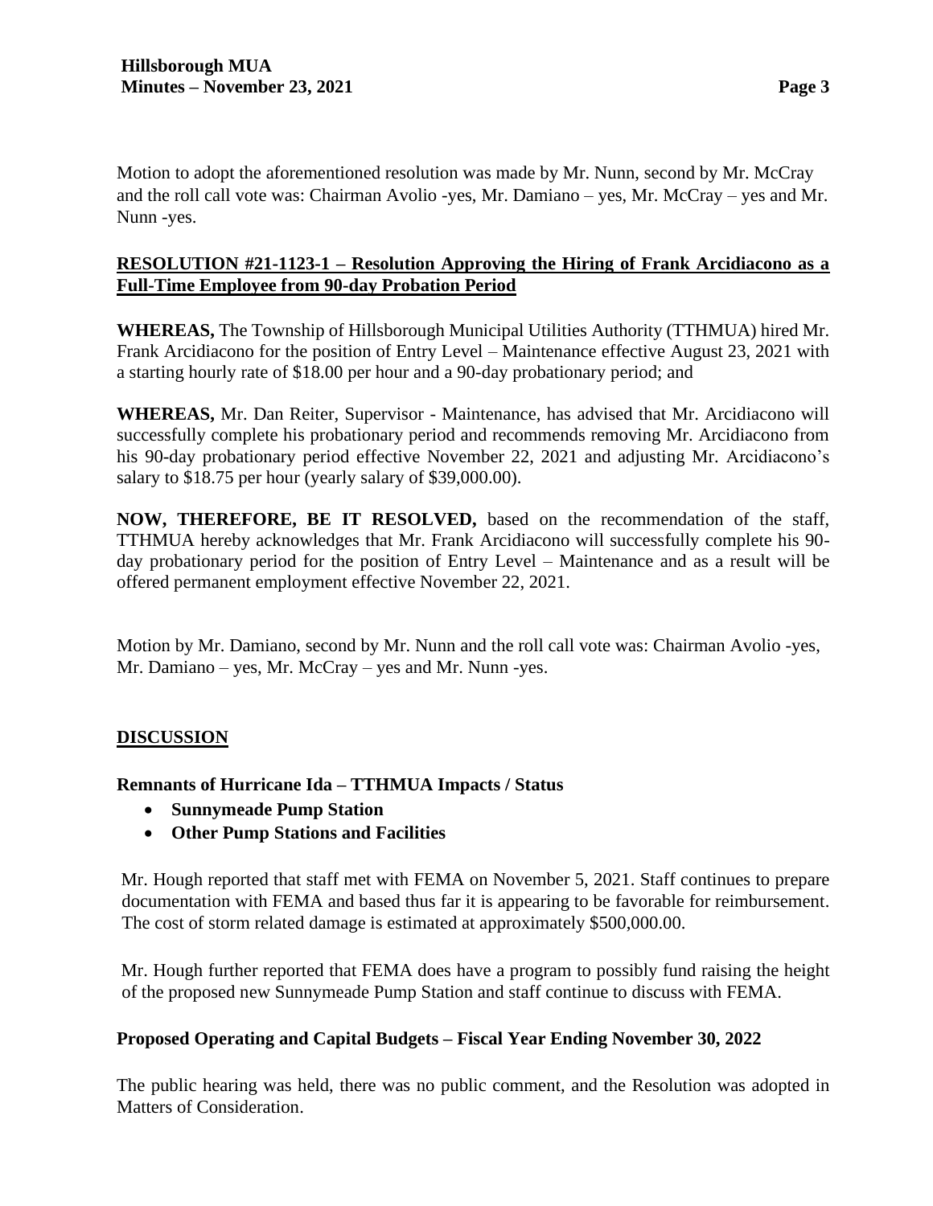Motion to adopt the aforementioned resolution was made by Mr. Nunn, second by Mr. McCray and the roll call vote was: Chairman Avolio -yes, Mr. Damiano – yes, Mr. McCray – yes and Mr. Nunn -yes.

**RESOLUTION #21-1123-1 – Resolution Approving the Hiring of Frank Arcidiacono as a Full-Time Employee from 90-day Probation Period**

**WHEREAS,** The Township of Hillsborough Municipal Utilities Authority (TTHMUA) hired Mr. Frank Arcidiacono for the position of Entry Level – Maintenance effective August 23, 2021 with a starting hourly rate of $18.00 per hour and a 90-day probationary period; and

**WHEREAS,** Mr. Dan Reiter, Supervisor - Maintenance, has advised that Mr. Arcidiacono will successfully complete his probationary period and recommends removing Mr. Arcidiacono from his 90-day probationary period effective November 22, 2021 and adjusting Mr. Arcidiacono's salary to $18.75 per hour (yearly salary of $39,000.00).

**NOW, THEREFORE, BE IT RESOLVED,** based on the recommendation of the staff, TTHMUA hereby acknowledges that Mr. Frank Arcidiacono will successfully complete his 90-day probationary period for the position of Entry Level – Maintenance and as a result will be offered permanent employment effective November 22, 2021.

Motion by Mr. Damiano, second by Mr. Nunn and the roll call vote was: Chairman Avolio -yes, Mr. Damiano – yes, Mr. McCray – yes and Mr. Nunn -yes.

## DISCUSSION

**Remnants of Hurricane Ida – TTHMUA Impacts / Status**

- **Sunnymeade Pump Station**
- **Other Pump Stations and Facilities**

Mr. Hough reported that staff met with FEMA on November 5, 2021. Staff continues to prepare documentation with FEMA and based thus far it is appearing to be favorable for reimbursement. The cost of storm related damage is estimated at approximately $500,000.00.

Mr. Hough further reported that FEMA does have a program to possibly fund raising the height of the proposed new Sunnymeade Pump Station and staff continue to discuss with FEMA.

**Proposed Operating and Capital Budgets – Fiscal Year Ending November 30, 2022**

The public hearing was held, there was no public comment, and the Resolution was adopted in Matters of Consideration.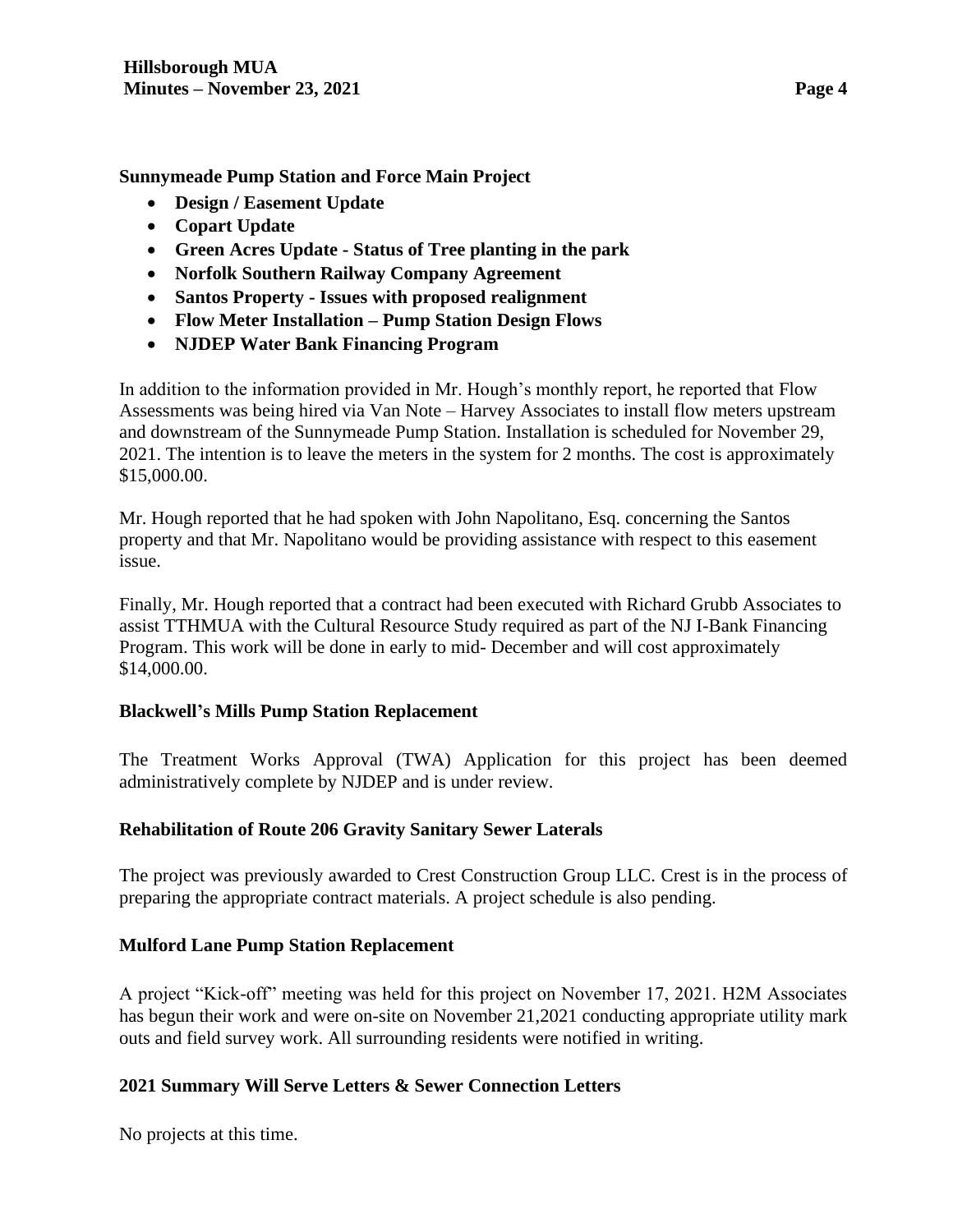**Sunnymeade Pump Station and Force Main Project**

- **Design / Easement Update**
- **Copart Update**
- **Green Acres Update - Status of Tree planting in the park**
- **Norfolk Southern Railway Company Agreement**
- **Santos Property - Issues with proposed realignment**
- **Flow Meter Installation – Pump Station Design Flows**
- **NJDEP Water Bank Financing Program**

In addition to the information provided in Mr. Hough's monthly report, he reported that Flow Assessments was being hired via Van Note – Harvey Associates to install flow meters upstream and downstream of the Sunnymeade Pump Station. Installation is scheduled for November 29, 2021. The intention is to leave the meters in the system for 2 months. The cost is approximately $15,000.00.

Mr. Hough reported that he had spoken with John Napolitano, Esq. concerning the Santos property and that Mr. Napolitano would be providing assistance with respect to this easement issue.

Finally, Mr. Hough reported that a contract had been executed with Richard Grubb Associates to assist TTHMUA with the Cultural Resource Study required as part of the NJ I-Bank Financing Program. This work will be done in early to mid- December and will cost approximately $14,000.00.

**Blackwell's Mills Pump Station Replacement**

The Treatment Works Approval (TWA) Application for this project has been deemed administratively complete by NJDEP and is under review.

**Rehabilitation of Route 206 Gravity Sanitary Sewer Laterals**

The project was previously awarded to Crest Construction Group LLC. Crest is in the process of preparing the appropriate contract materials. A project schedule is also pending.

**Mulford Lane Pump Station Replacement**

A project "Kick-off" meeting was held for this project on November 17, 2021. H2M Associates has begun their work and were on-site on November 21,2021 conducting appropriate utility mark outs and field survey work. All surrounding residents were notified in writing.

**2021 Summary Will Serve Letters & Sewer Connection Letters**

No projects at this time.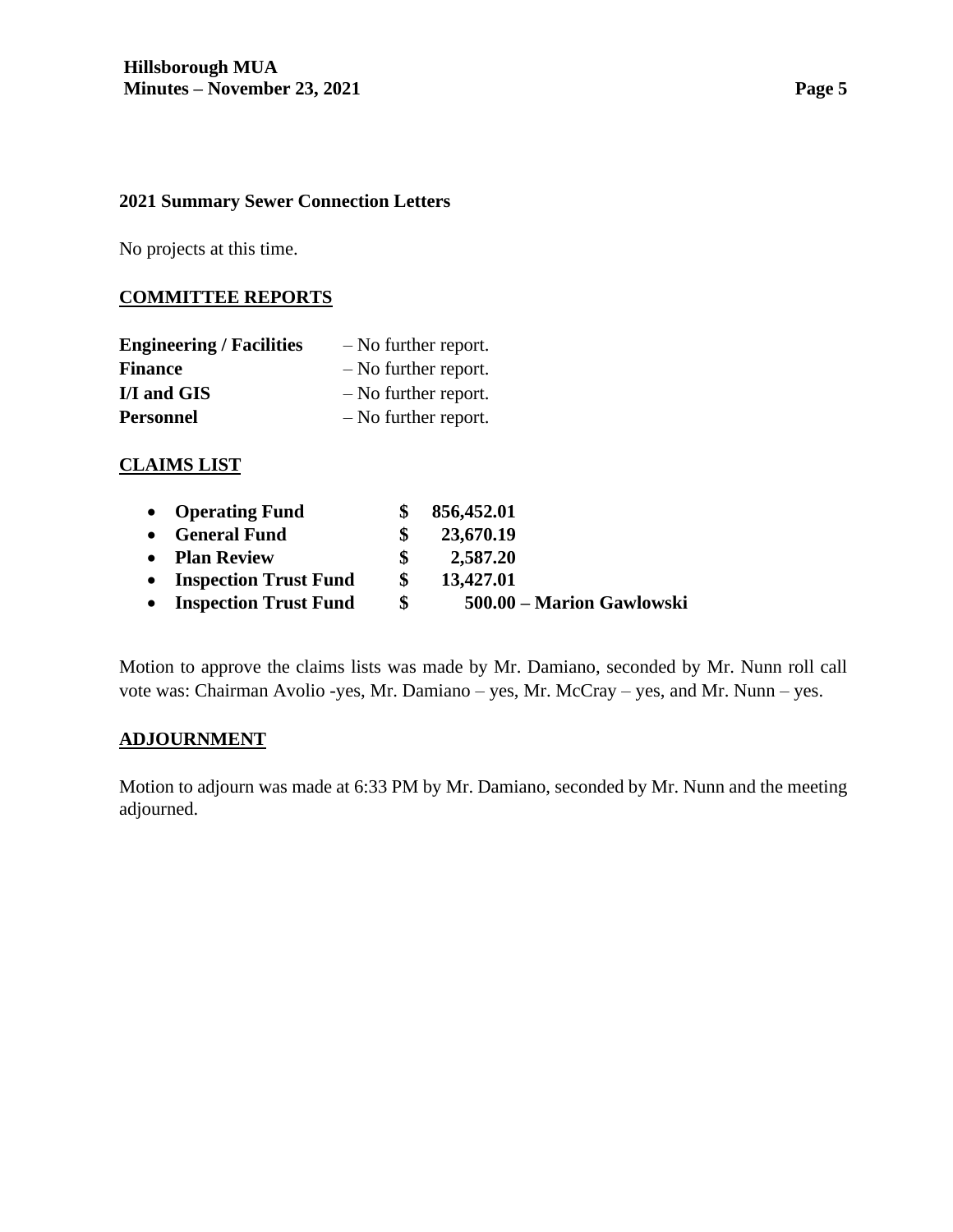**2021 Summary Sewer Connection Letters**

No projects at this time.

## COMMITTEE REPORTS

**Engineering / Facilities** – No further report.
**Finance** – No further report.
**I/I and GIS** – No further report.
**Personnel** – No further report.

## CLAIMS LIST

- **Operating Fund** **$ 856,452.01**
- **General Fund** **$ 23,670.19**
- **Plan Review** **$ 2,587.20**
- **Inspection Trust Fund** **$ 13,427.01**
- **Inspection Trust Fund** **$ 500.00 – Marion Gawlowski**

Motion to approve the claims lists was made by Mr. Damiano, seconded by Mr. Nunn roll call vote was: Chairman Avolio -yes, Mr. Damiano – yes, Mr. McCray – yes, and Mr. Nunn – yes.

## ADJOURNMENT

Motion to adjourn was made at 6:33 PM by Mr. Damiano, seconded by Mr. Nunn and the meeting adjourned.